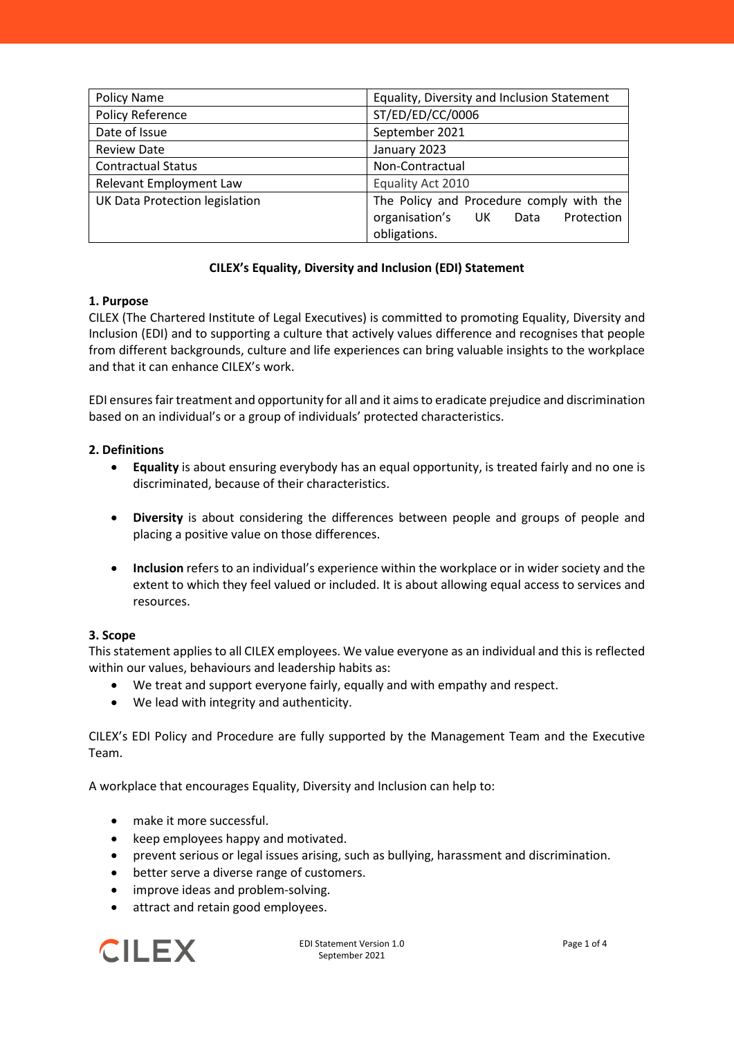| Policy Name | Equality, Diversity and Inclusion Statement |
|---|---|
| Policy Reference | ST/ED/ED/CC/0006 |
| Date of Issue | September 2021 |
| Review Date | January 2023 |
| Contractual Status | Non-Contractual |
| Relevant Employment Law | Equality Act 2010 |
| UK Data Protection legislation | The Policy and Procedure comply with the organisation's UK Data Protection obligations. |

# CILEX's Equality, Diversity and Inclusion (EDI) Statement

## 1. Purpose

CILEX (The Chartered Institute of Legal Executives) is committed to promoting Equality, Diversity and Inclusion (EDI) and to supporting a culture that actively values difference and recognises that people from different backgrounds, culture and life experiences can bring valuable insights to the workplace and that it can enhance CILEX's work.

EDI ensures fair treatment and opportunity for all and it aims to eradicate prejudice and discrimination based on an individual's or a group of individuals' protected characteristics.

## 2. Definitions

- **Equality** is about ensuring everybody has an equal opportunity, is treated fairly and no one is discriminated, because of their characteristics.
- **Diversity** is about considering the differences between people and groups of people and placing a positive value on those differences.
- **Inclusion** refers to an individual's experience within the workplace or in wider society and the extent to which they feel valued or included. It is about allowing equal access to services and resources.

## 3. Scope

This statement applies to all CILEX employees. We value everyone as an individual and this is reflected within our values, behaviours and leadership habits as:

- We treat and support everyone fairly, equally and with empathy and respect.
- We lead with integrity and authenticity.

CILEX's EDI Policy and Procedure are fully supported by the Management Team and the Executive Team.

A workplace that encourages Equality, Diversity and Inclusion can help to:

- make it more successful.
- keep employees happy and motivated.
- prevent serious or legal issues arising, such as bullying, harassment and discrimination.
- better serve a diverse range of customers.
- improve ideas and problem-solving.
- attract and retain good employees.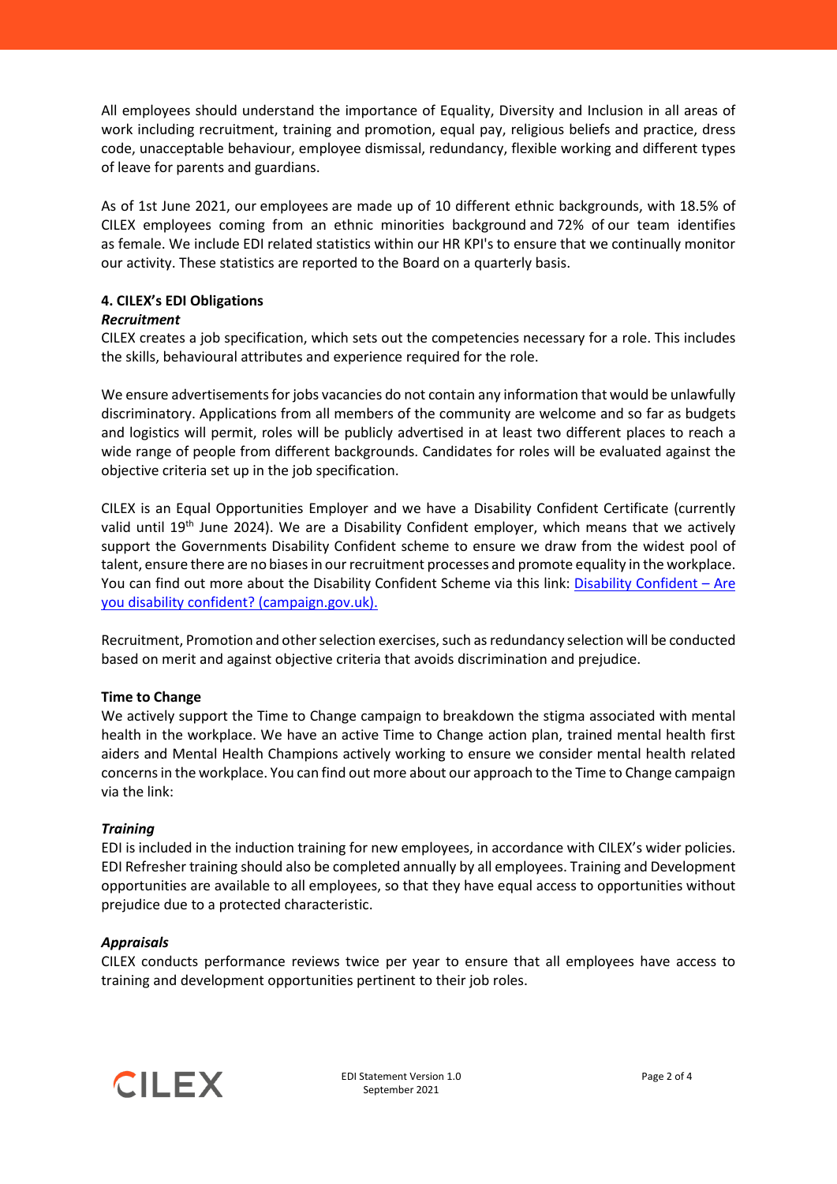All employees should understand the importance of Equality, Diversity and Inclusion in all areas of work including recruitment, training and promotion, equal pay, religious beliefs and practice, dress code, unacceptable behaviour, employee dismissal, redundancy, flexible working and different types of leave for parents and guardians.

As of 1st June 2021, our employees are made up of 10 different ethnic backgrounds, with 18.5% of CILEX employees coming from an ethnic minorities background and 72% of our team identifies as female. We include EDI related statistics within our HR KPI's to ensure that we continually monitor our activity. These statistics are reported to the Board on a quarterly basis.

### 4. CILEX's EDI Obligations

***Recruitment***

CILEX creates a job specification, which sets out the competencies necessary for a role. This includes the skills, behavioural attributes and experience required for the role.

We ensure advertisements for jobs vacancies do not contain any information that would be unlawfully discriminatory. Applications from all members of the community are welcome and so far as budgets and logistics will permit, roles will be publicly advertised in at least two different places to reach a wide range of people from different backgrounds. Candidates for roles will be evaluated against the objective criteria set up in the job specification.

CILEX is an Equal Opportunities Employer and we have a Disability Confident Certificate (currently valid until 19th June 2024). We are a Disability Confident employer, which means that we actively support the Governments Disability Confident scheme to ensure we draw from the widest pool of talent, ensure there are no biases in our recruitment processes and promote equality in the workplace. You can find out more about the Disability Confident Scheme via this link: Disability Confident – Are you disability confident? (campaign.gov.uk).

Recruitment, Promotion and other selection exercises, such as redundancy selection will be conducted based on merit and against objective criteria that avoids discrimination and prejudice.

**Time to Change**

We actively support the Time to Change campaign to breakdown the stigma associated with mental health in the workplace. We have an active Time to Change action plan, trained mental health first aiders and Mental Health Champions actively working to ensure we consider mental health related concerns in the workplace. You can find out more about our approach to the Time to Change campaign via the link:

***Training***

EDI is included in the induction training for new employees, in accordance with CILEX's wider policies. EDI Refresher training should also be completed annually by all employees. Training and Development opportunities are available to all employees, so that they have equal access to opportunities without prejudice due to a protected characteristic.

***Appraisals***

CILEX conducts performance reviews twice per year to ensure that all employees have access to training and development opportunities pertinent to their job roles.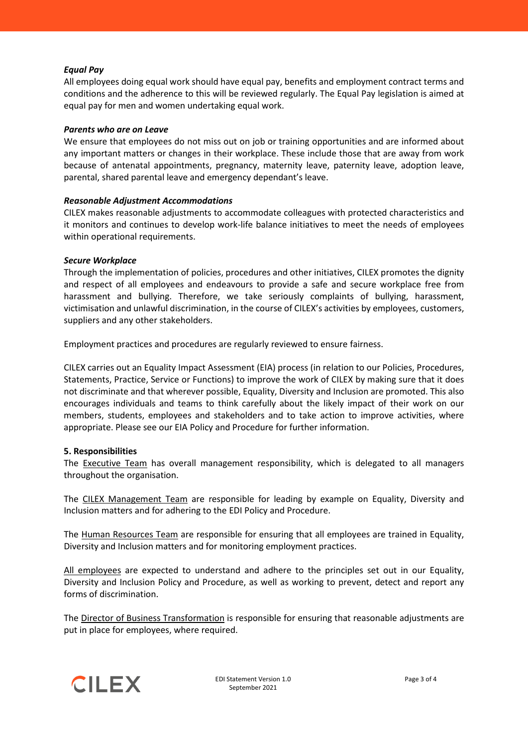***Equal Pay***

All employees doing equal work should have equal pay, benefits and employment contract terms and conditions and the adherence to this will be reviewed regularly. The Equal Pay legislation is aimed at equal pay for men and women undertaking equal work.

***Parents who are on Leave***

We ensure that employees do not miss out on job or training opportunities and are informed about any important matters or changes in their workplace. These include those that are away from work because of antenatal appointments, pregnancy, maternity leave, paternity leave, adoption leave, parental, shared parental leave and emergency dependant's leave.

***Reasonable Adjustment Accommodations***

CILEX makes reasonable adjustments to accommodate colleagues with protected characteristics and it monitors and continues to develop work-life balance initiatives to meet the needs of employees within operational requirements.

***Secure Workplace***

Through the implementation of policies, procedures and other initiatives, CILEX promotes the dignity and respect of all employees and endeavours to provide a safe and secure workplace free from harassment and bullying. Therefore, we take seriously complaints of bullying, harassment, victimisation and unlawful discrimination, in the course of CILEX's activities by employees, customers, suppliers and any other stakeholders.

Employment practices and procedures are regularly reviewed to ensure fairness.

CILEX carries out an Equality Impact Assessment (EIA) process (in relation to our Policies, Procedures, Statements, Practice, Service or Functions) to improve the work of CILEX by making sure that it does not discriminate and that wherever possible, Equality, Diversity and Inclusion are promoted. This also encourages individuals and teams to think carefully about the likely impact of their work on our members, students, employees and stakeholders and to take action to improve activities, where appropriate. Please see our EIA Policy and Procedure for further information.

**5. Responsibilities**

The Executive Team has overall management responsibility, which is delegated to all managers throughout the organisation.

The CILEX Management Team are responsible for leading by example on Equality, Diversity and Inclusion matters and for adhering to the EDI Policy and Procedure.

The Human Resources Team are responsible for ensuring that all employees are trained in Equality, Diversity and Inclusion matters and for monitoring employment practices.

All employees are expected to understand and adhere to the principles set out in our Equality, Diversity and Inclusion Policy and Procedure, as well as working to prevent, detect and report any forms of discrimination.

The Director of Business Transformation is responsible for ensuring that reasonable adjustments are put in place for employees, where required.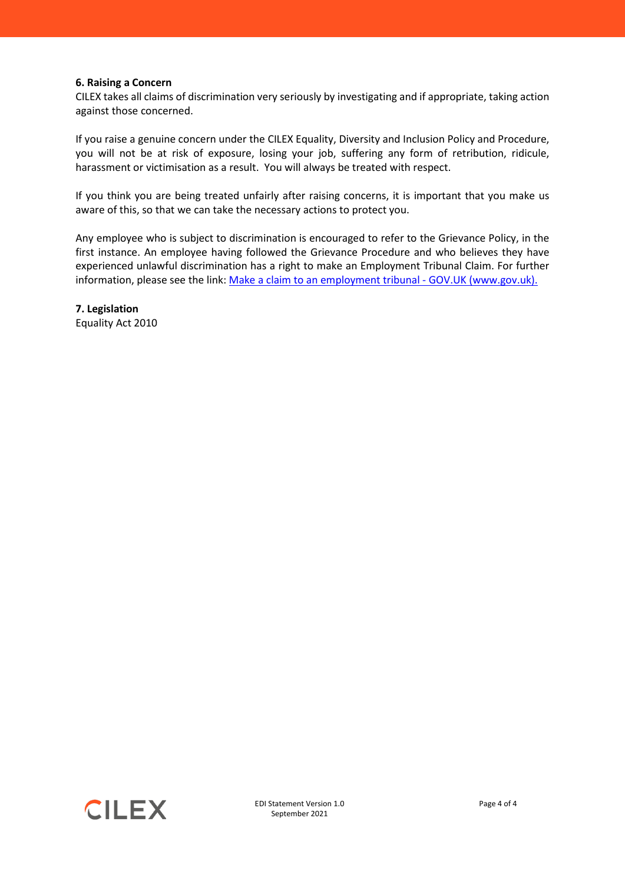**6. Raising a Concern**

CILEX takes all claims of discrimination very seriously by investigating and if appropriate, taking action against those concerned.

If you raise a genuine concern under the CILEX Equality, Diversity and Inclusion Policy and Procedure, you will not be at risk of exposure, losing your job, suffering any form of retribution, ridicule, harassment or victimisation as a result. You will always be treated with respect.

If you think you are being treated unfairly after raising concerns, it is important that you make us aware of this, so that we can take the necessary actions to protect you.

Any employee who is subject to discrimination is encouraged to refer to the Grievance Policy, in the first instance. An employee having followed the Grievance Procedure and who believes they have experienced unlawful discrimination has a right to make an Employment Tribunal Claim. For further information, please see the link: [Make a claim to an employment tribunal - GOV.UK (www.gov.uk).](https://www.gov.uk)

**7. Legislation**

Equality Act 2010